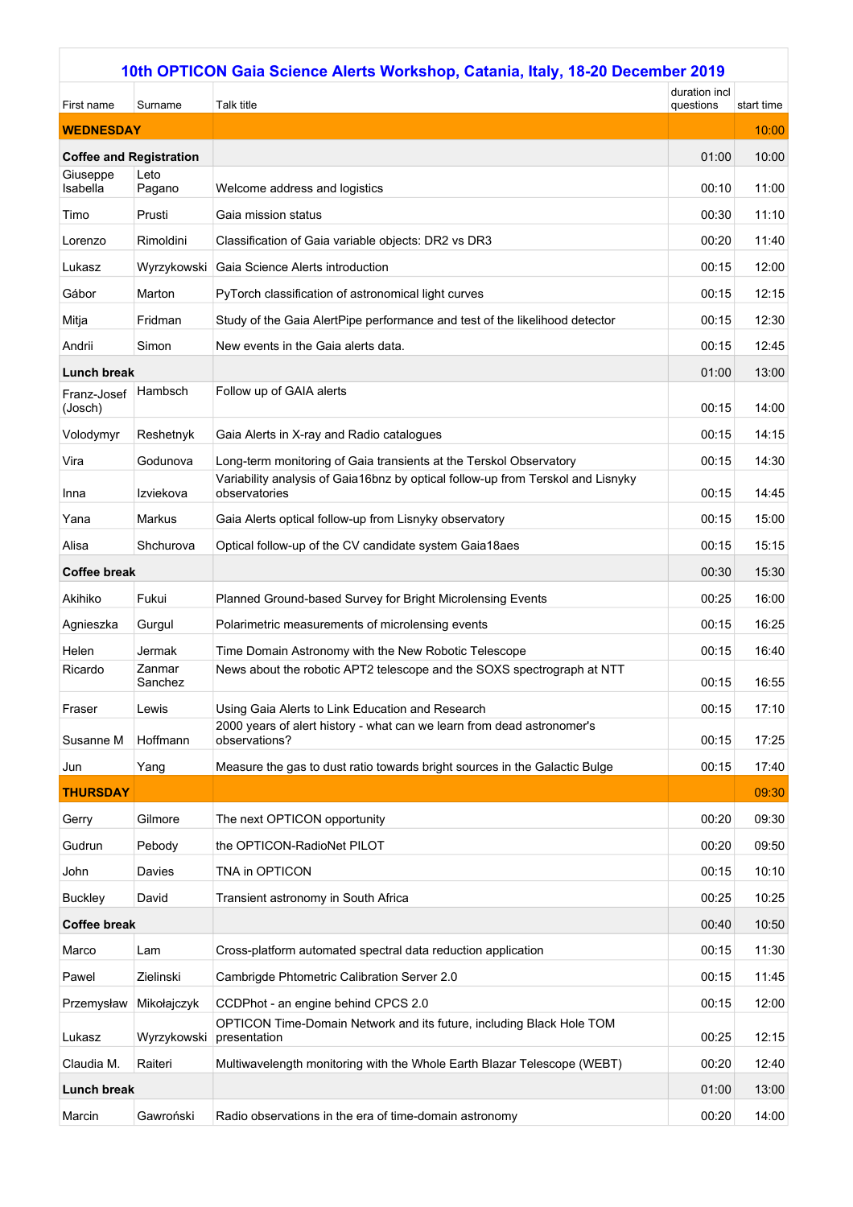# 10th OPTICON Gaia Science Alerts Workshop, Catania, Italy, 18-20 December 2019

| First name | Surname | Talk title | duration incl questions | start time |
|---|---|---|---|---|
| **WEDNESDAY** | | | | 10:00 |
| **Coffee and Registration** | | | 01:00 | 10:00 |
| Giuseppe Isabella | Leto Pagano | Welcome address and logistics | 00:10 | 11:00 |
| Timo | Prusti | Gaia mission status | 00:30 | 11:10 |
| Lorenzo | Rimoldini | Classification of Gaia variable objects: DR2 vs DR3 | 00:20 | 11:40 |
| Lukasz | Wyrzykowski | Gaia Science Alerts introduction | 00:15 | 12:00 |
| Gábor | Marton | PyTorch classification of astronomical light curves | 00:15 | 12:15 |
| Mitja | Fridman | Study of the Gaia AlertPipe performance and test of the likelihood detector | 00:15 | 12:30 |
| Andrii | Simon | New events in the Gaia alerts data. | 00:15 | 12:45 |
| **Lunch break** | | | 01:00 | 13:00 |
| Franz-Josef (Josch) | Hambsch | Follow up of GAIA alerts | 00:15 | 14:00 |
| Volodymyr | Reshetnyk | Gaia Alerts in X-ray and Radio catalogues | 00:15 | 14:15 |
| Vira | Godunova | Long-term monitoring of Gaia transients at the Terskol Observatory | 00:15 | 14:30 |
| Inna | Izviekova | Variability analysis of Gaia16bnz by optical follow-up from Terskol and Lisnyky observatories | 00:15 | 14:45 |
| Yana | Markus | Gaia Alerts optical follow-up from Lisnyky observatory | 00:15 | 15:00 |
| Alisa | Shchurova | Optical follow-up of the CV candidate system Gaia18aes | 00:15 | 15:15 |
| **Coffee break** | | | 00:30 | 15:30 |
| Akihiko | Fukui | Planned Ground-based Survey for Bright Microlensing Events | 00:25 | 16:00 |
| Agnieszka | Gurgul | Polarimetric measurements of microlensing events | 00:15 | 16:25 |
| Helen | Jermak | Time Domain Astronomy with the New Robotic Telescope | 00:15 | 16:40 |
| Ricardo | Zanmar Sanchez | News about the robotic APT2 telescope and the SOXS spectrograph at NTT | 00:15 | 16:55 |
| Fraser | Lewis | Using Gaia Alerts to Link Education and Research | 00:15 | 17:10 |
| Susanne M | Hoffmann | 2000 years of alert history - what can we learn from dead astronomer's observations? | 00:15 | 17:25 |
| Jun | Yang | Measure the gas to dust ratio towards bright sources in the Galactic Bulge | 00:15 | 17:40 |
| **THURSDAY** | | | | 09:30 |
| Gerry | Gilmore | The next OPTICON opportunity | 00:20 | 09:30 |
| Gudrun | Pebody | the OPTICON-RadioNet PILOT | 00:20 | 09:50 |
| John | Davies | TNA in OPTICON | 00:15 | 10:10 |
| Buckley | David | Transient astronomy in South Africa | 00:25 | 10:25 |
| **Coffee break** | | | 00:40 | 10:50 |
| Marco | Lam | Cross-platform automated spectral data reduction application | 00:15 | 11:30 |
| Pawel | Zielinski | Cambrigde Phtometric Calibration Server 2.0 | 00:15 | 11:45 |
| Przemysław | Mikołajczyk | CCDPhot - an engine behind CPCS 2.0 | 00:15 | 12:00 |
| Lukasz | Wyrzykowski | OPTICON Time-Domain Network and its future, including Black Hole TOM presentation | 00:25 | 12:15 |
| Claudia M. | Raiteri | Multiwavelength monitoring with the Whole Earth Blazar Telescope (WEBT) | 00:20 | 12:40 |
| **Lunch break** | | | 01:00 | 13:00 |
| Marcin | Gawroński | Radio observations in the era of time-domain astronomy | 00:20 | 14:00 |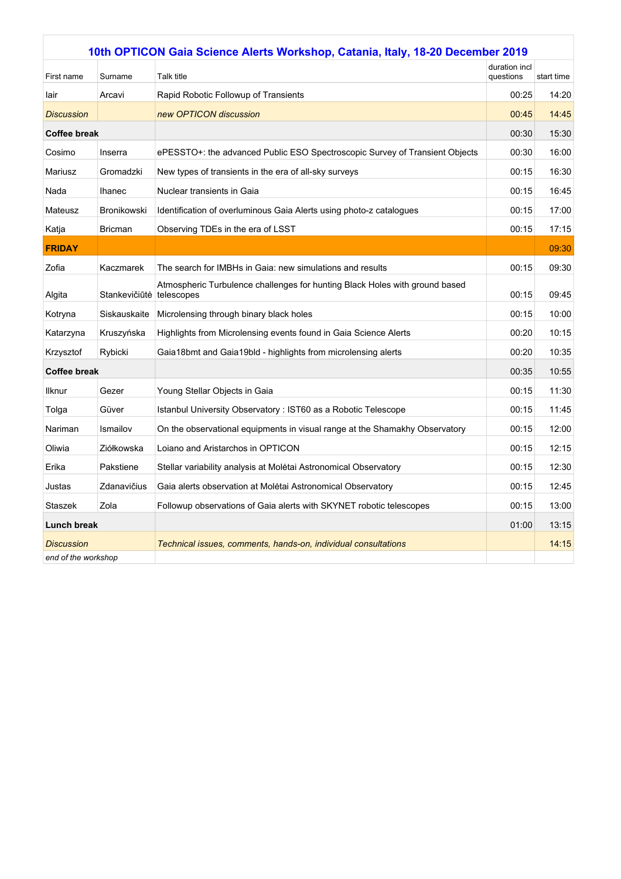| 10th OPTICON Gaia Science Alerts Workshop, Catania, Italy, 18-20 December 2019 | | | | |
|---|---|---|---|---|
| First name | Surname | Talk title | duration incl questions | start time |
| Iair | Arcavi | Rapid Robotic Followup of Transients | 00:25 | 14:20 |
| *Discussion* | | *new OPTICON discussion* | 00:45 | 14:45 |
| **Coffee break** | | | 00:30 | 15:30 |
| Cosimo | Inserra | ePESSTO+: the advanced Public ESO Spectroscopic Survey of Transient Objects | 00:30 | 16:00 |
| Mariusz | Gromadzki | New types of transients in the era of all-sky surveys | 00:15 | 16:30 |
| Nada | Ihanec | Nuclear transients in Gaia | 00:15 | 16:45 |
| Mateusz | Bronikowski | Identification of overluminous Gaia Alerts using photo-z catalogues | 00:15 | 17:00 |
| Katja | Bricman | Observing TDEs in the era of LSST | 00:15 | 17:15 |
| **FRIDAY** | | | | 09:30 |
| Zofia | Kaczmarek | The search for IMBHs in Gaia: new simulations and results | 00:15 | 09:30 |
| Algita | Stankevičiūtė | Atmospheric Turbulence challenges for hunting Black Holes with ground based telescopes | 00:15 | 09:45 |
| Kotryna | Siskauskaite | Microlensing through binary black holes | 00:15 | 10:00 |
| Katarzyna | Kruszyńska | Highlights from Microlensing events found in Gaia Science Alerts | 00:20 | 10:15 |
| Krzysztof | Rybicki | Gaia18bmt and Gaia19bld - highlights from microlensing alerts | 00:20 | 10:35 |
| **Coffee break** | | | 00:35 | 10:55 |
| Ilknur | Gezer | Young Stellar Objects in Gaia | 00:15 | 11:30 |
| Tolga | Güver | Istanbul University Observatory : IST60 as a Robotic Telescope | 00:15 | 11:45 |
| Nariman | Ismailov | On the observational equipments in visual range at the Shamakhy Observatory | 00:15 | 12:00 |
| Oliwia | Ziółkowska | Loiano and Aristarchos in OPTICON | 00:15 | 12:15 |
| Erika | Pakstiene | Stellar variability analysis at Molėtai Astronomical Observatory | 00:15 | 12:30 |
| Justas | Zdanavičius | Gaia alerts observation at Molėtai Astronomical Observatory | 00:15 | 12:45 |
| Staszek | Zola | Followup observations of Gaia alerts with SKYNET robotic telescopes | 00:15 | 13:00 |
| **Lunch break** | | | 01:00 | 13:15 |
| *Discussion* | | *Technical issues, comments, hands-on, individual consultations* | | 14:15 |
| *end of the workshop* | | | | |